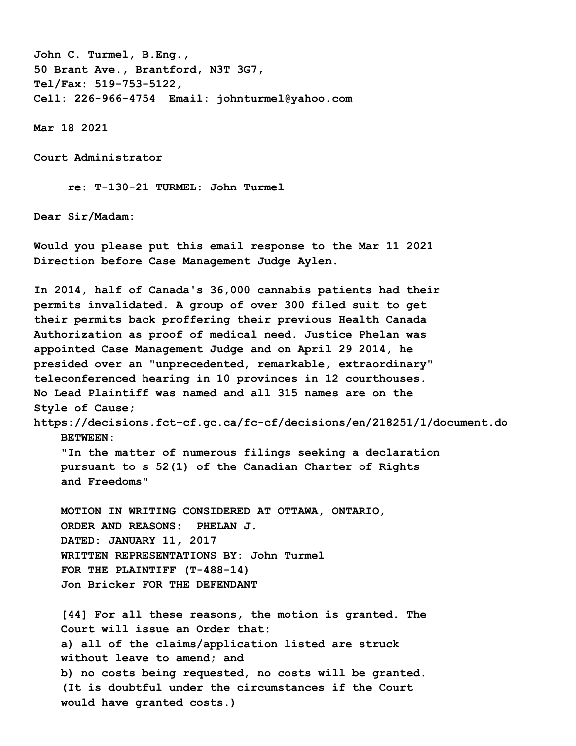John C. Turmel, B.Eng.,
50 Brant Ave., Brantford, N3T 3G7,
Tel/Fax: 519-753-5122,
Cell: 226-966-4754 Email: johnturmel@yahoo.com

Mar 18 2021

Court Administrator

re: T-130-21 TURMEL: John Turmel

Dear Sir/Madam:

Would you please put this email response to the Mar 11 2021 Direction before Case Management Judge Aylen.

In 2014, half of Canada's 36,000 cannabis patients had their permits invalidated. A group of over 300 filed suit to get their permits back proffering their previous Health Canada Authorization as proof of medical need. Justice Phelan was appointed Case Management Judge and on April 29 2014, he presided over an "unprecedented, remarkable, extraordinary" teleconferenced hearing in 10 provinces in 12 courthouses. No Lead Plaintiff was named and all 315 names are on the Style of Cause;
https://decisions.fct-cf.gc.ca/fc-cf/decisions/en/218251/1/document.do

> BETWEEN:
> "In the matter of numerous filings seeking a declaration pursuant to s 52(1) of the Canadian Charter of Rights and Freedoms"
>
> MOTION IN WRITING CONSIDERED AT OTTAWA, ONTARIO,
> ORDER AND REASONS: PHELAN J.
> DATED: JANUARY 11, 2017
> WRITTEN REPRESENTATIONS BY: John Turmel
> FOR THE PLAINTIFF (T-488-14)
> Jon Bricker FOR THE DEFENDANT
>
> [44] For all these reasons, the motion is granted. The Court will issue an Order that:
> a) all of the claims/application listed are struck without leave to amend; and
> b) no costs being requested, no costs will be granted. (It is doubtful under the circumstances if the Court would have granted costs.)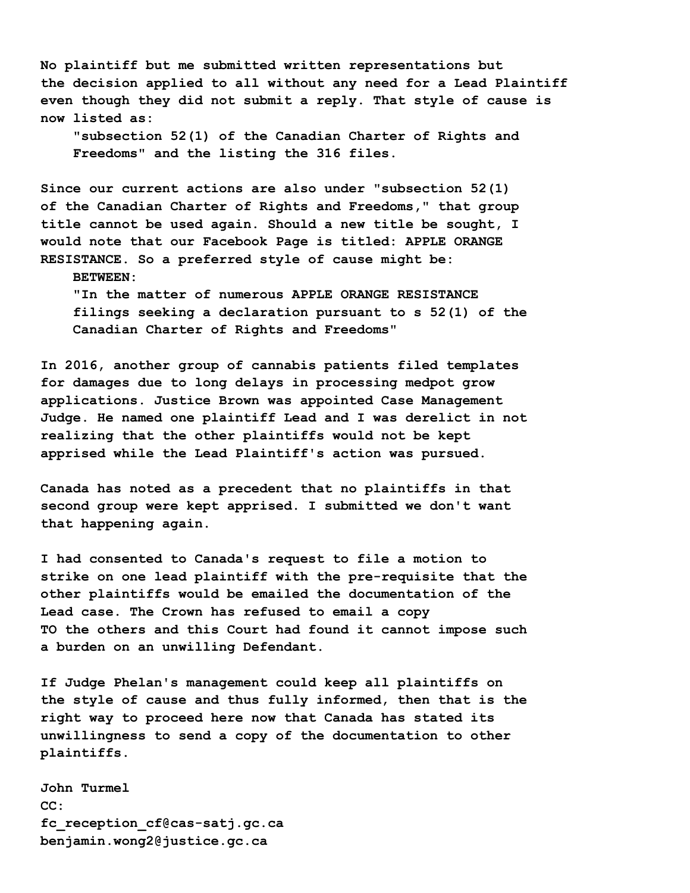No plaintiff but me submitted written representations but the decision applied to all without any need for a Lead Plaintiff even though they did not submit a reply. That style of cause is now listed as:

> "subsection 52(1) of the Canadian Charter of Rights and Freedoms" and the listing the 316 files.

Since our current actions are also under "subsection 52(1) of the Canadian Charter of Rights and Freedoms," that group title cannot be used again. Should a new title be sought, I would note that our Facebook Page is titled: APPLE ORANGE RESISTANCE. So a preferred style of cause might be:

> BETWEEN:
> "In the matter of numerous APPLE ORANGE RESISTANCE filings seeking a declaration pursuant to s 52(1) of the Canadian Charter of Rights and Freedoms"

In 2016, another group of cannabis patients filed templates for damages due to long delays in processing medpot grow applications. Justice Brown was appointed Case Management Judge. He named one plaintiff Lead and I was derelict in not realizing that the other plaintiffs would not be kept apprised while the Lead Plaintiff's action was pursued.

Canada has noted as a precedent that no plaintiffs in that second group were kept apprised. I submitted we don't want that happening again.

I had consented to Canada's request to file a motion to strike on one lead plaintiff with the pre-requisite that the other plaintiffs would be emailed the documentation of the Lead case. The Crown has refused to email a copy TO the others and this Court had found it cannot impose such a burden on an unwilling Defendant.

If Judge Phelan's management could keep all plaintiffs on the style of cause and thus fully informed, then that is the right way to proceed here now that Canada has stated its unwillingness to send a copy of the documentation to other plaintiffs.

John Turmel
CC:
fc_reception_cf@cas-satj.gc.ca
benjamin.wong2@justice.gc.ca